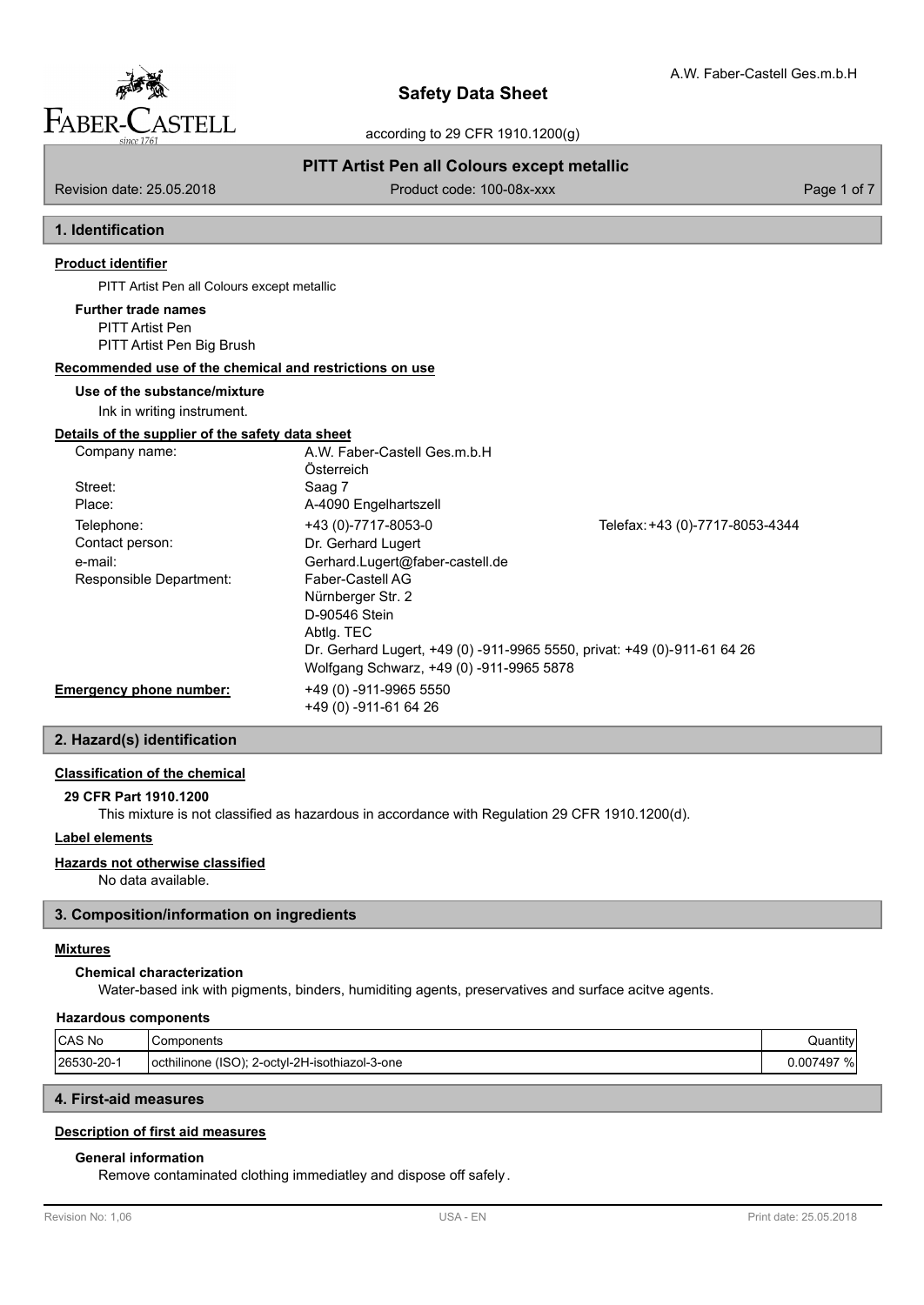# Safety Data Sheet

according to 29 CFR 1910.1200(g)

**PITT Artist Pen all Colours except metallic**

Revision date: 25.05.2018 Product code: 100-08x-xxx

## 1. Identification

### Product identifier

PITT Artist Pen all Colours except metallic

**Further trade names**

PITT Artist Pen
PITT Artist Pen Big Brush

### Recommended use of the chemical and restrictions on use

**Use of the substance/mixture**

Ink in writing instrument.

### Details of the supplier of the safety data sheet

| | | |
|---|---|---|
| Company name: | A.W. Faber-Castell Ges.m.b.H<br>Österreich | |
| Street: | Saag 7 | |
| Place: | A-4090 Engelhartszell | |
| Telephone: | +43 (0)-7717-8053-0 | Telefax: +43 (0)-7717-8053-4344 |
| Contact person: | Dr. Gerhard Lugert | |
| e-mail: | Gerhard.Lugert@faber-castell.de | |
| Responsible Department: | Faber-Castell AG<br>Nürnberger Str. 2<br>D-90546 Stein<br>Abtlg. TEC<br>Dr. Gerhard Lugert, +49 (0) -911-9965 5550, privat: +49 (0)-911-61 64 26<br>Wolfgang Schwarz, +49 (0) -911-9965 5878 | |

**Emergency phone number:** +49 (0) -911-9965 5550
+49 (0) -911-61 64 26

## 2. Hazard(s) identification

### Classification of the chemical

**29 CFR Part 1910.1200**

This mixture is not classified as hazardous in accordance with Regulation 29 CFR 1910.1200(d).

### Label elements

### Hazards not otherwise classified

No data available.

## 3. Composition/information on ingredients

### Mixtures

**Chemical characterization**

Water-based ink with pigments, binders, humiditing agents, preservatives and surface acitve agents.

**Hazardous components**

| CAS No | Components | Quantity |
|---|---|---|
| 26530-20-1 | octhilinone (ISO); 2-octyl-2H-isothiazol-3-one | 0.007497 % |

## 4. First-aid measures

### Description of first aid measures

**General information**

Remove contaminated clothing immediatley and dispose off safely.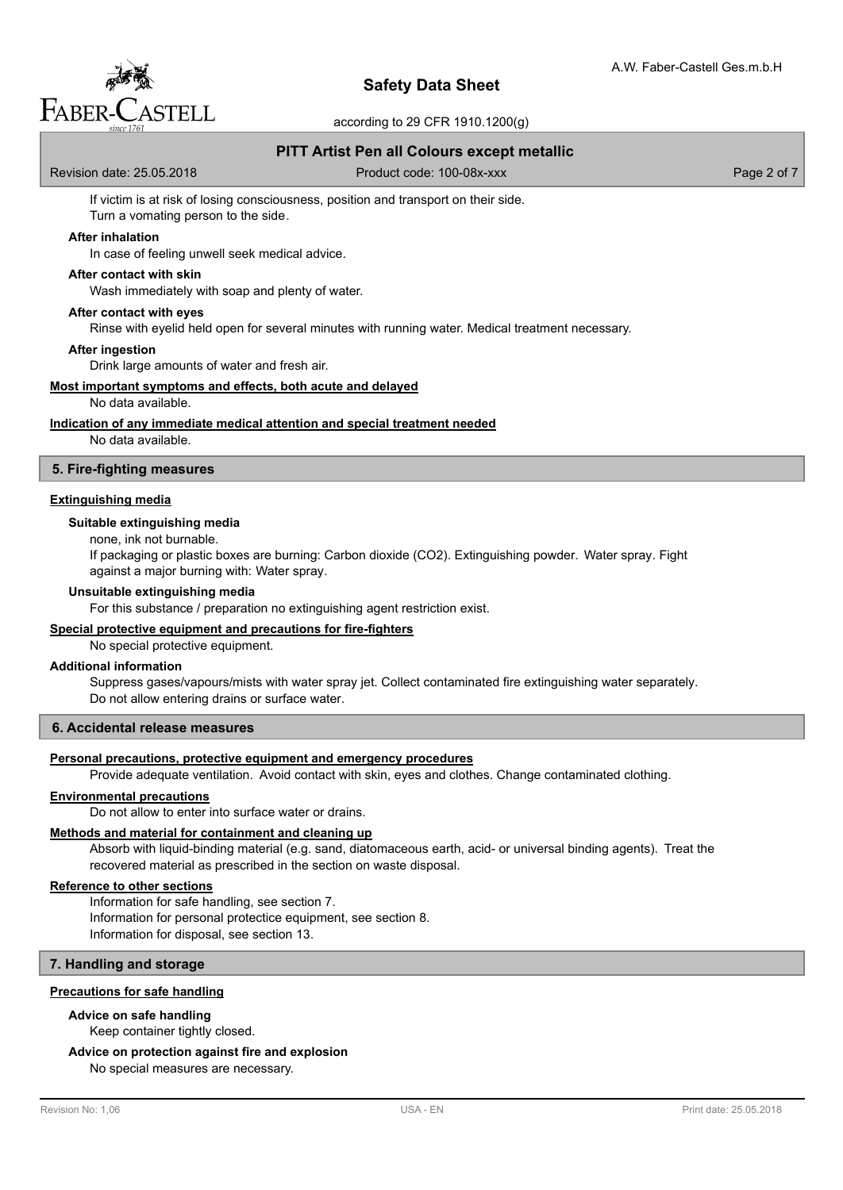If victim is at risk of losing consciousness, position and transport on their side.
Turn a vomating person to the side.

**After inhalation**

In case of feeling unwell seek medical advice.

**After contact with skin**

Wash immediately with soap and plenty of water.

**After contact with eyes**

Rinse with eyelid held open for several minutes with running water. Medical treatment necessary.

**After ingestion**

Drink large amounts of water and fresh air.

**Most important symptoms and effects, both acute and delayed**

No data available.

**Indication of any immediate medical attention and special treatment needed**

No data available.

## 5. Fire-fighting measures

**Extinguishing media**

**Suitable extinguishing media**

none, ink not burnable.
If packaging or plastic boxes are burning: Carbon dioxide ($CO_2$). Extinguishing powder. Water spray. Fight against a major burning with: Water spray.

**Unsuitable extinguishing media**

For this substance / preparation no extinguishing agent restriction exist.

**Special protective equipment and precautions for fire-fighters**

No special protective equipment.

**Additional information**

Suppress gases/vapours/mists with water spray jet. Collect contaminated fire extinguishing water separately. Do not allow entering drains or surface water.

## 6. Accidental release measures

**Personal precautions, protective equipment and emergency procedures**

Provide adequate ventilation. Avoid contact with skin, eyes and clothes. Change contaminated clothing.

**Environmental precautions**

Do not allow to enter into surface water or drains.

**Methods and material for containment and cleaning up**

Absorb with liquid-binding material (e.g. sand, diatomaceous earth, acid- or universal binding agents). Treat the recovered material as prescribed in the section on waste disposal.

**Reference to other sections**

Information for safe handling, see section 7.
Information for personal protectice equipment, see section 8.
Information for disposal, see section 13.

## 7. Handling and storage

**Precautions for safe handling**

**Advice on safe handling**

Keep container tightly closed.

**Advice on protection against fire and explosion**

No special measures are necessary.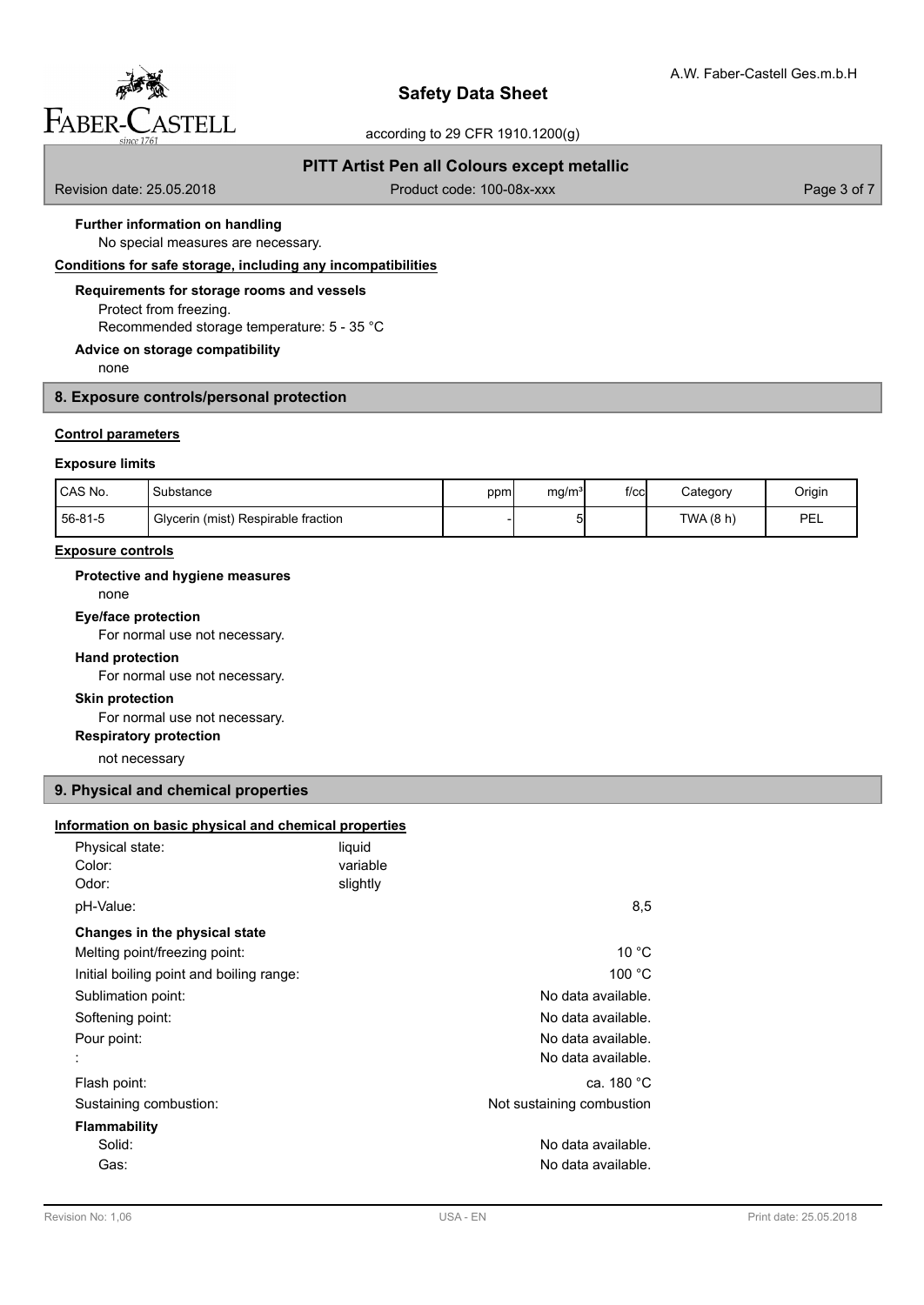**Further information on handling**

No special measures are necessary.

**Conditions for safe storage, including any incompatibilities**

**Requirements for storage rooms and vessels**

Protect from freezing.
Recommended storage temperature: 5 - 35 °C

**Advice on storage compatibility**

none

## 8. Exposure controls/personal protection

**Control parameters**

**Exposure limits**

| CAS No. | Substance | ppm | mg/m³ | f/cc | Category | Origin |
|---|---|---|---|---|---|---|
| 56-81-5 | Glycerin (mist) Respirable fraction | - | 5 | | TWA (8 h) | PEL |

**Exposure controls**

**Protective and hygiene measures**

none

**Eye/face protection**

For normal use not necessary.

**Hand protection**

For normal use not necessary.

**Skin protection**

For normal use not necessary.

**Respiratory protection**

not necessary

## 9. Physical and chemical properties

**Information on basic physical and chemical properties**

| | |
|---|---|
| Physical state: | liquid |
| Color: | variable |
| Odor: | slightly |
| pH-Value: | 8,5 |
| **Changes in the physical state** | |
| Melting point/freezing point: | 10 °C |
| Initial boiling point and boiling range: | 100 °C |
| Sublimation point: | No data available. |
| Softening point: | No data available. |
| Pour point: | No data available. |
| : | No data available. |
| Flash point: | ca. 180 °C |
| Sustaining combustion: | Not sustaining combustion |
| **Flammability** | |
| Solid: | No data available. |
| Gas: | No data available. |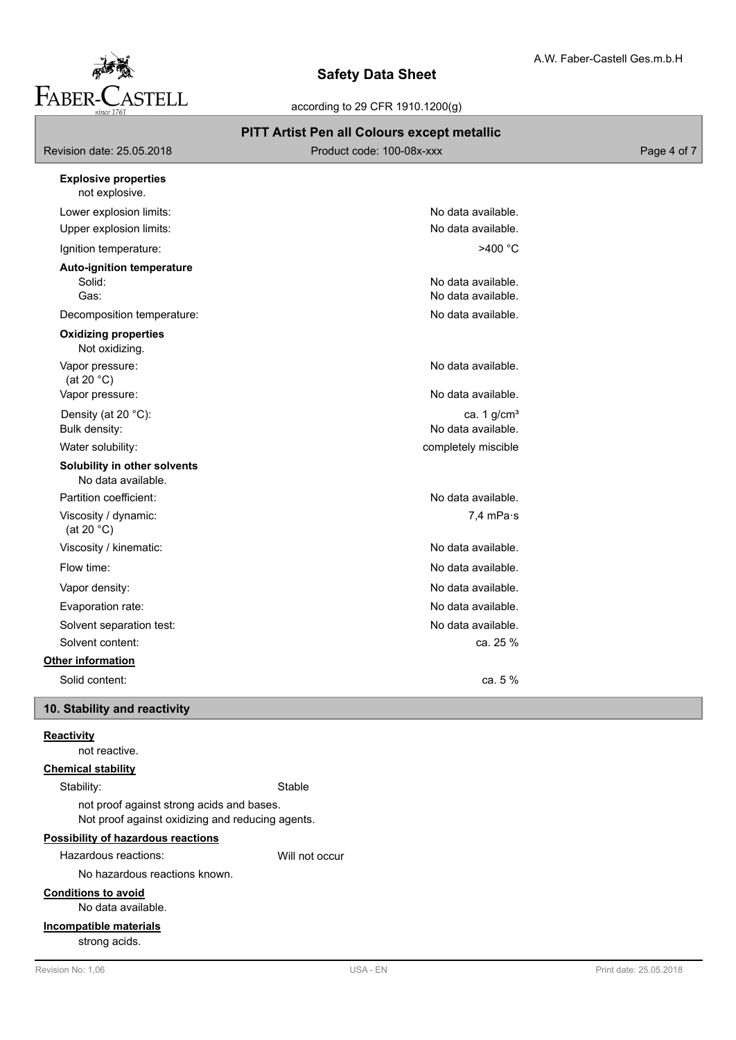**Explosive properties**

not explosive.

| | |
|---|---|
| Lower explosion limits: | No data available. |
| Upper explosion limits: | No data available. |
| Ignition temperature: | >400 °C |

**Auto-ignition temperature**

| | |
|---|---|
| Solid: | No data available. |
| Gas: | No data available. |
| Decomposition temperature: | No data available. |

**Oxidizing properties**

Not oxidizing.

| | |
|---|---|
| Vapor pressure: (at 20 °C) | No data available. |
| Vapor pressure: | No data available. |
| Density (at 20 °C): | ca. 1 g/cm³ |
| Bulk density: | No data available. |
| Water solubility: | completely miscible |

**Solubility in other solvents**

No data available.

| | |
|---|---|
| Partition coefficient: | No data available. |
| Viscosity / dynamic: (at 20 °C) | 7,4 mPa·s |
| Viscosity / kinematic: | No data available. |
| Flow time: | No data available. |
| Vapor density: | No data available. |
| Evaporation rate: | No data available. |
| Solvent separation test: | No data available. |
| Solvent content: | ca. 25 % |

**Other information**

| | |
|---|---|
| Solid content: | ca. 5 % |

## 10. Stability and reactivity

**Reactivity**

not reactive.

**Chemical stability**

Stability: Stable

not proof against strong acids and bases.
Not proof against oxidizing and reducing agents.

**Possibility of hazardous reactions**

Hazardous reactions: Will not occur

No hazardous reactions known.

**Conditions to avoid**

No data available.

**Incompatible materials**

strong acids.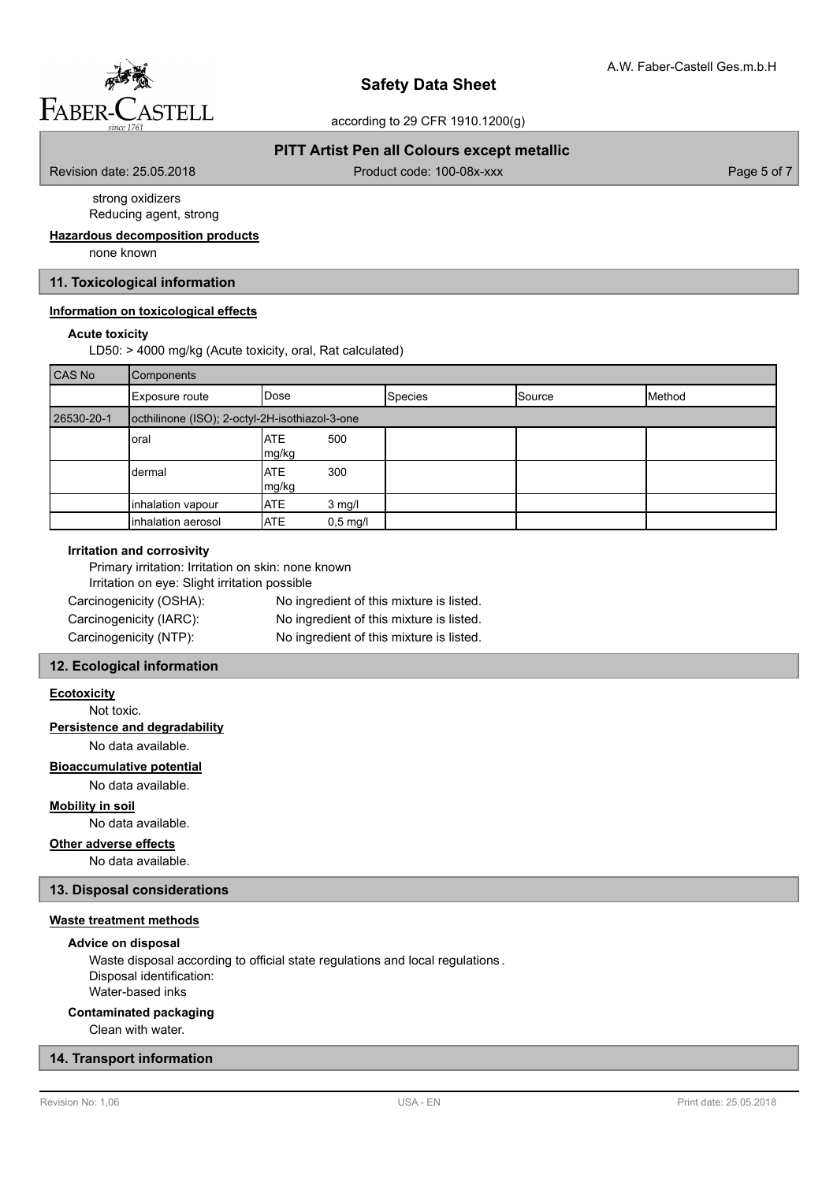strong oxidizers
Reducing agent, strong

**Hazardous decomposition products**

none known

## 11. Toxicological information

**Information on toxicological effects**

**Acute toxicity**

LD50: > 4000 mg/kg (Acute toxicity, oral, Rat calculated)

| CAS No | Components | | | | |
|---|---|---|---|---|---|
| | Exposure route | Dose | Species | Source | Method |
| 26530-20-1 | octhilinone (ISO); 2-octyl-2H-isothiazol-3-one | | | | |
| | oral | ATE 500 mg/kg | | | |
| | dermal | ATE 300 mg/kg | | | |
| | inhalation vapour | ATE 3 mg/l | | | |
| | inhalation aerosol | ATE 0,5 mg/l | | | |

**Irritation and corrosivity**

Primary irritation: Irritation on skin: none known
Irritation on eye: Slight irritation possible

Carcinogenicity (OSHA): No ingredient of this mixture is listed.
Carcinogenicity (IARC): No ingredient of this mixture is listed.
Carcinogenicity (NTP): No ingredient of this mixture is listed.

## 12. Ecological information

**Ecotoxicity**

Not toxic.

**Persistence and degradability**

No data available.

**Bioaccumulative potential**

No data available.

**Mobility in soil**

No data available.

**Other adverse effects**

No data available.

## 13. Disposal considerations

**Waste treatment methods**

**Advice on disposal**

Waste disposal according to official state regulations and local regulations.
Disposal identification:
Water-based inks

**Contaminated packaging**

Clean with water.

## 14. Transport information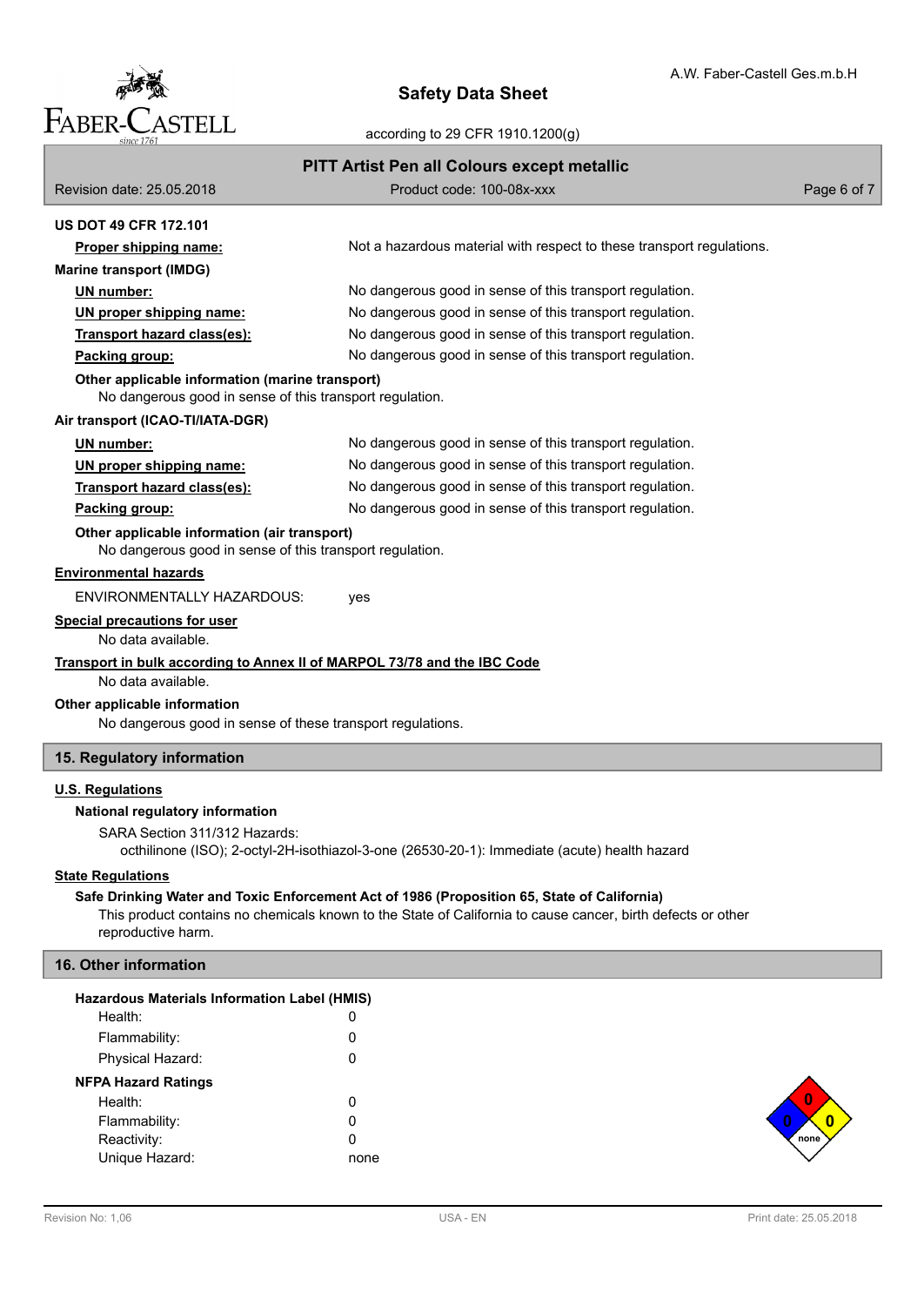**US DOT 49 CFR 172.101**

| | |
|---|---|
| **Proper shipping name:** | Not a hazardous material with respect to these transport regulations. |

**Marine transport (IMDG)**

| | |
|---|---|
| **UN number:** | No dangerous good in sense of this transport regulation. |
| **UN proper shipping name:** | No dangerous good in sense of this transport regulation. |
| **Transport hazard class(es):** | No dangerous good in sense of this transport regulation. |
| **Packing group:** | No dangerous good in sense of this transport regulation. |

**Other applicable information (marine transport)**

No dangerous good in sense of this transport regulation.

**Air transport (ICAO-TI/IATA-DGR)**

| | |
|---|---|
| **UN number:** | No dangerous good in sense of this transport regulation. |
| **UN proper shipping name:** | No dangerous good in sense of this transport regulation. |
| **Transport hazard class(es):** | No dangerous good in sense of this transport regulation. |
| **Packing group:** | No dangerous good in sense of this transport regulation. |

**Other applicable information (air transport)**

No dangerous good in sense of this transport regulation.

**Environmental hazards**

ENVIRONMENTALLY HAZARDOUS: yes

**Special precautions for user**

No data available.

**Transport in bulk according to Annex II of MARPOL 73/78 and the IBC Code**

No data available.

**Other applicable information**

No dangerous good in sense of these transport regulations.

## 15. Regulatory information

**U.S. Regulations**

**National regulatory information**

SARA Section 311/312 Hazards:

octhilinone (ISO); 2-octyl-2H-isothiazol-3-one (26530-20-1): Immediate (acute) health hazard

**State Regulations**

**Safe Drinking Water and Toxic Enforcement Act of 1986 (Proposition 65, State of California)**

This product contains no chemicals known to the State of California to cause cancer, birth defects or other reproductive harm.

## 16. Other information

**Hazardous Materials Information Label (HMIS)**

| | |
|---|---|
| Health: | 0 |
| Flammability: | 0 |
| Physical Hazard: | 0 |

**NFPA Hazard Ratings**

| | |
|---|---|
| Health: | 0 |
| Flammability: | 0 |
| Reactivity: | 0 |
| Unique Hazard: | none |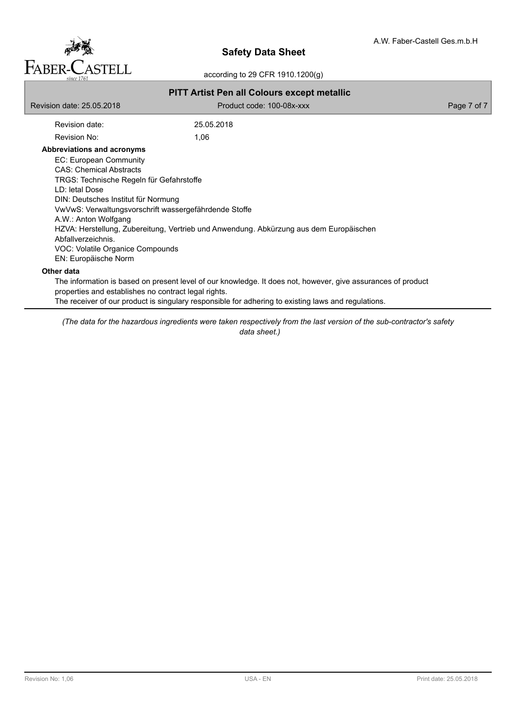| | |
|---|---|
| Revision date: | 25.05.2018 |
| Revision No: | 1,06 |

**Abbreviations and acronyms**

EC: European Community
CAS: Chemical Abstracts
TRGS: Technische Regeln für Gefahrstoffe
LD: letal Dose
DIN: Deutsches Institut für Normung
VwVwS: Verwaltungsvorschrift wassergefährdende Stoffe
A.W.: Anton Wolfgang
HZVA: Herstellung, Zubereitung, Vertrieb und Anwendung. Abkürzung aus dem Europäischen Abfallverzeichnis.
VOC: Volatile Organice Compounds
EN: Europäische Norm

**Other data**

The information is based on present level of our knowledge. It does not, however, give assurances of product properties and establishes no contract legal rights.
The receiver of our product is singulary responsible for adhering to existing laws and regulations.

*(The data for the hazardous ingredients were taken respectively from the last version of the sub-contractor's safety data sheet.)*